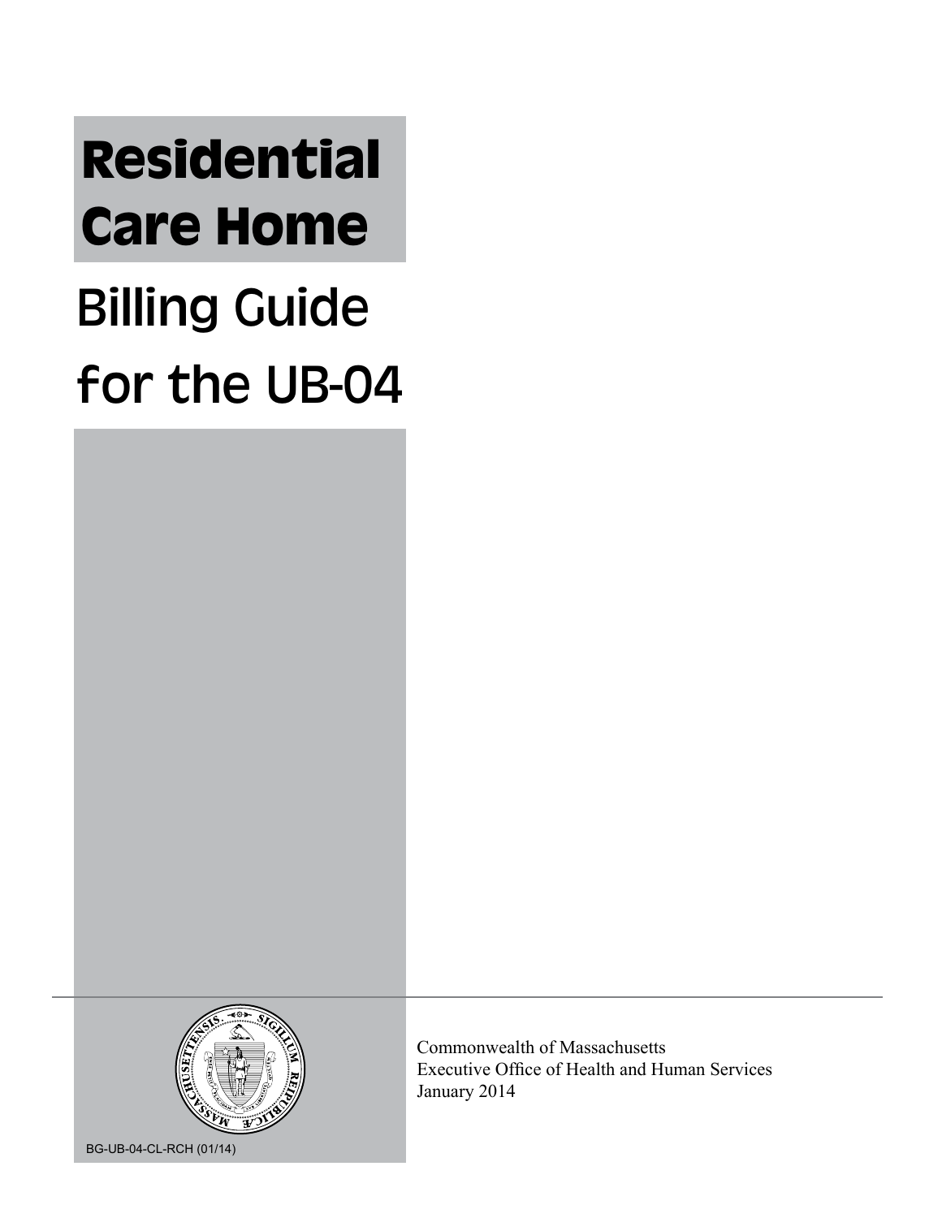# Residential Care Home

## Billing Guide for the UB-04

Commonwealth of Massachusetts
Executive Office of Health and Human Services
January 2014

BG-UB-04-CL-RCH (01/14)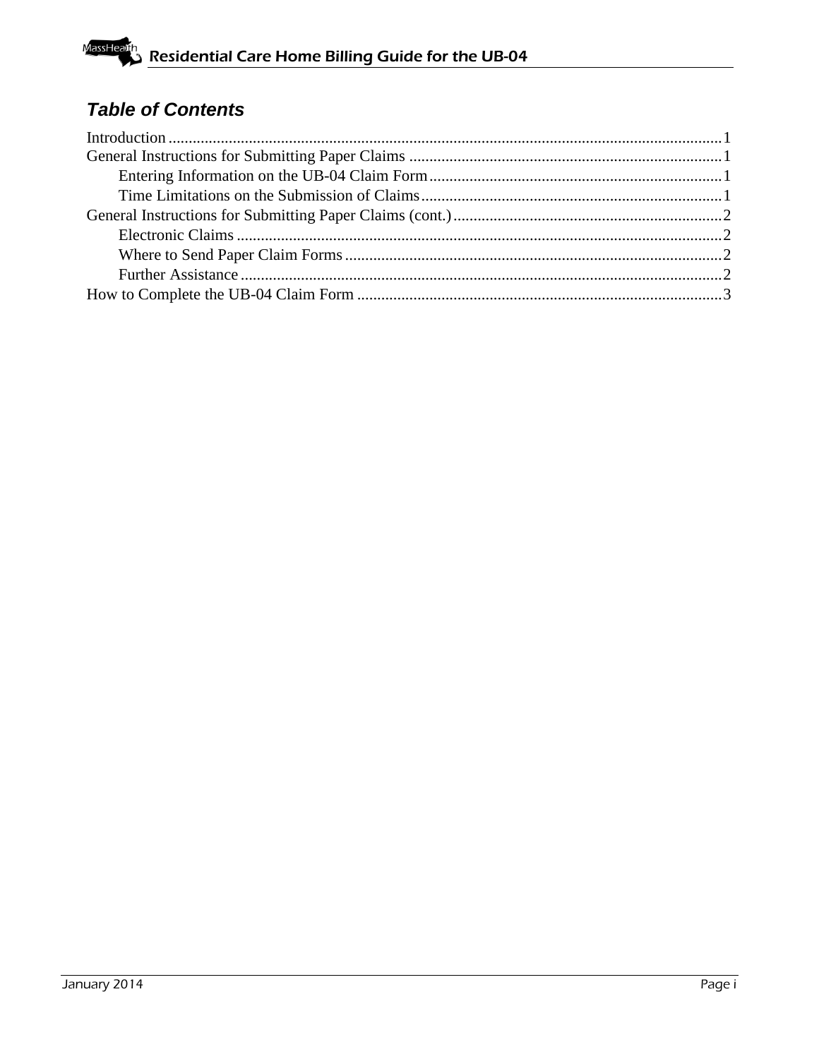## Table of Contents

Introduction ........................................................................................................................1
General Instructions for Submitting Paper Claims .............................................................................1
    Entering Information on the UB-04 Claim Form........................................................................1
    Time Limitations on the Submission of Claims..........................................................................1
General Instructions for Submitting Paper Claims (cont.)..................................................................2
    Electronic Claims .......................................................................................................................2
    Where to Send Paper Claim Forms.............................................................................................2
    Further Assistance ......................................................................................................................2
How to Complete the UB-04 Claim Form ..........................................................................................3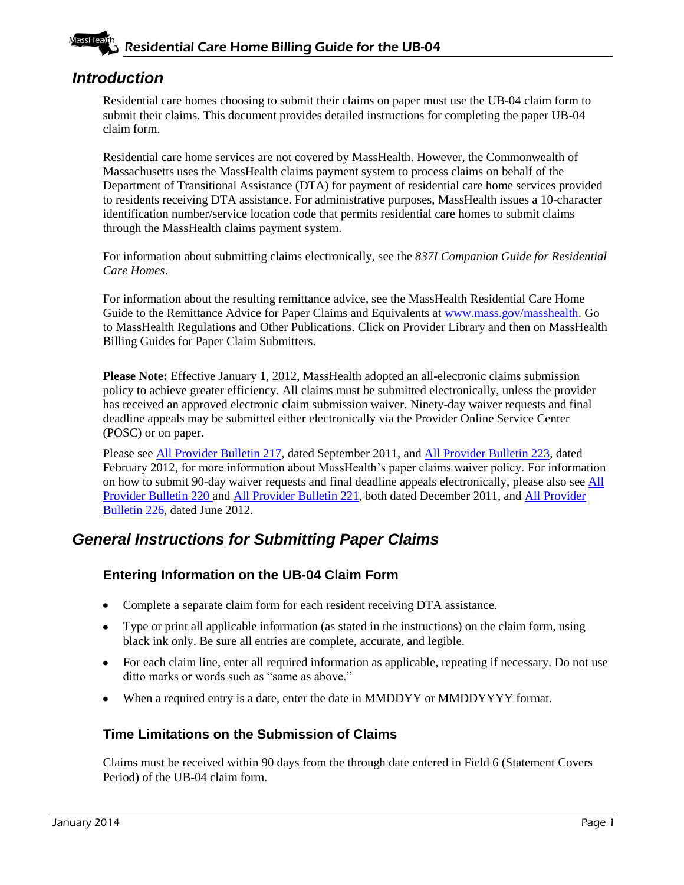## Introduction

Residential care homes choosing to submit their claims on paper must use the UB-04 claim form to submit their claims. This document provides detailed instructions for completing the paper UB-04 claim form.

Residential care home services are not covered by MassHealth. However, the Commonwealth of Massachusetts uses the MassHealth claims payment system to process claims on behalf of the Department of Transitional Assistance (DTA) for payment of residential care home services provided to residents receiving DTA assistance. For administrative purposes, MassHealth issues a 10-character identification number/service location code that permits residential care homes to submit claims through the MassHealth claims payment system.

For information about submitting claims electronically, see the *837I Companion Guide for Residential Care Homes*.

For information about the resulting remittance advice, see the MassHealth Residential Care Home Guide to the Remittance Advice for Paper Claims and Equivalents at www.mass.gov/masshealth. Go to MassHealth Regulations and Other Publications. Click on Provider Library and then on MassHealth Billing Guides for Paper Claim Submitters.

**Please Note:** Effective January 1, 2012, MassHealth adopted an all-electronic claims submission policy to achieve greater efficiency. All claims must be submitted electronically, unless the provider has received an approved electronic claim submission waiver. Ninety-day waiver requests and final deadline appeals may be submitted either electronically via the Provider Online Service Center (POSC) or on paper.

Please see All Provider Bulletin 217, dated September 2011, and All Provider Bulletin 223, dated February 2012, for more information about MassHealth's paper claims waiver policy. For information on how to submit 90-day waiver requests and final deadline appeals electronically, please also see All Provider Bulletin 220 and All Provider Bulletin 221, both dated December 2011, and All Provider Bulletin 226, dated June 2012.

## General Instructions for Submitting Paper Claims

### Entering Information on the UB-04 Claim Form

- Complete a separate claim form for each resident receiving DTA assistance.
- Type or print all applicable information (as stated in the instructions) on the claim form, using black ink only. Be sure all entries are complete, accurate, and legible.
- For each claim line, enter all required information as applicable, repeating if necessary. Do not use ditto marks or words such as "same as above."
- When a required entry is a date, enter the date in MMDDYY or MMDDYYYY format.

### Time Limitations on the Submission of Claims

Claims must be received within 90 days from the through date entered in Field 6 (Statement Covers Period) of the UB-04 claim form.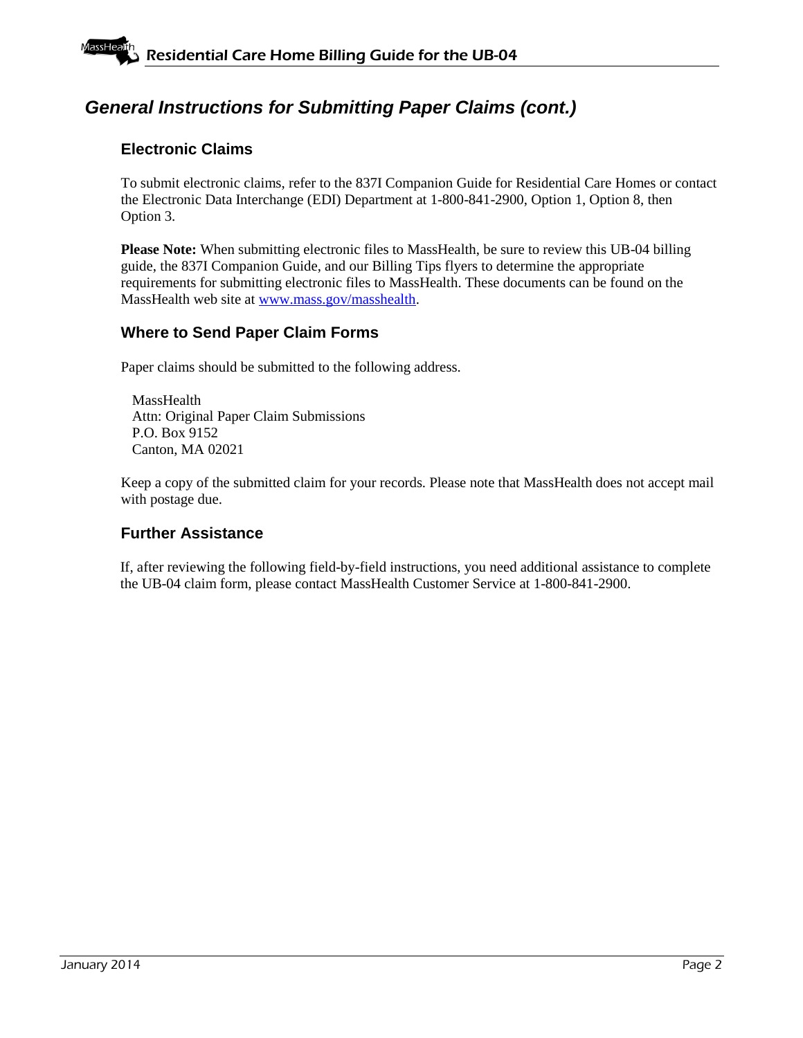## *General Instructions for Submitting Paper Claims (cont.)*

### Electronic Claims

To submit electronic claims, refer to the 837I Companion Guide for Residential Care Homes or contact the Electronic Data Interchange (EDI) Department at 1-800-841-2900, Option 1, Option 8, then Option 3.

**Please Note:** When submitting electronic files to MassHealth, be sure to review this UB-04 billing guide, the 837I Companion Guide, and our Billing Tips flyers to determine the appropriate requirements for submitting electronic files to MassHealth. These documents can be found on the MassHealth web site at [www.mass.gov/masshealth](http://www.mass.gov/masshealth).

### Where to Send Paper Claim Forms

Paper claims should be submitted to the following address.

MassHealth
Attn: Original Paper Claim Submissions
P.O. Box 9152
Canton, MA 02021

Keep a copy of the submitted claim for your records. Please note that MassHealth does not accept mail with postage due.

### Further Assistance

If, after reviewing the following field-by-field instructions, you need additional assistance to complete the UB-04 claim form, please contact MassHealth Customer Service at 1-800-841-2900.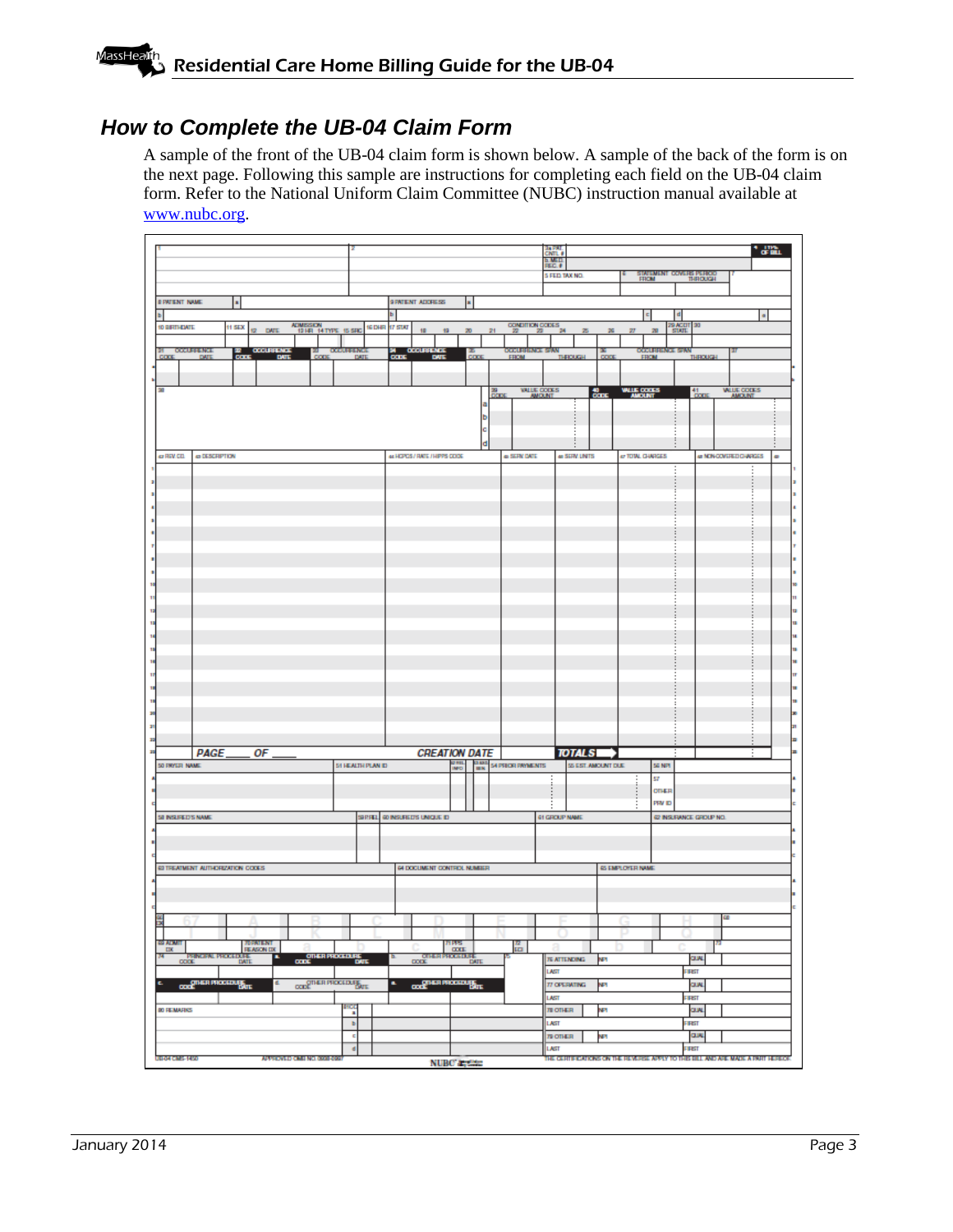## How to Complete the UB-04 Claim Form

A sample of the front of the UB-04 claim form is shown below. A sample of the back of the form is on the next page. Following this sample are instructions for completing each field on the UB-04 claim form. Refer to the National Uniform Claim Committee (NUBC) instruction manual available at [www.nubc.org](www.nubc.org).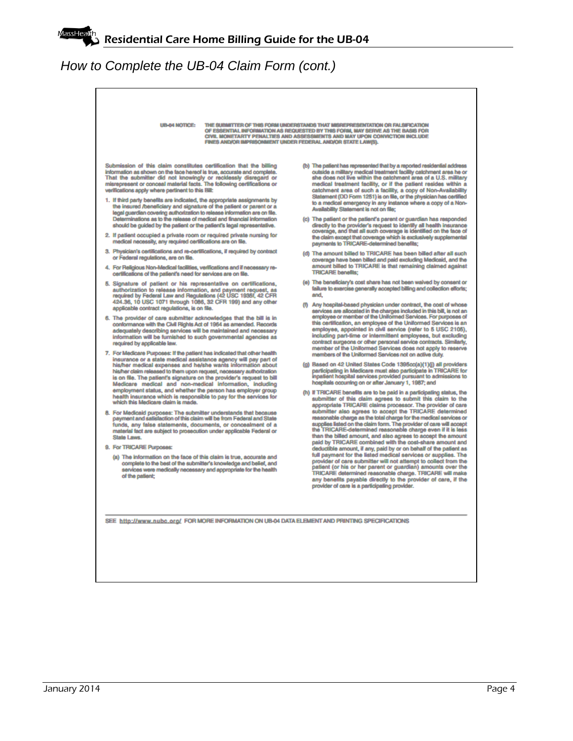## How to Complete the UB-04 Claim Form (cont.)

UB-04 NOTICE: THE SUBMITTER OF THIS FORM UNDERSTANDS THAT MISREPRESENTATION OR FALSIFICATION OF ESSENTIAL INFORMATION AS REQUESTED BY THIS FORM, MAY SERVE AS THE BASIS FOR CIVIL MONETARY PENALTIES AND ASSESSMENTS AND MAY UPON CONVICTION INCLUDE FINES AND/OR IMPRISONMENT UNDER FEDERAL AND/OR STATE LAW(S).

Submission of this claim constitutes certification that the billing information as shown on the face hereof is true, accurate and complete. That the submitter did not knowingly or recklessly disregard or misrepresent or conceal material facts. The following certifications or verifications apply where pertinent to this Bill:

1. If third party benefits are indicated, the appropriate assignments by the insured /beneficiary and signature of the patient or parent or a legal guardian covering authorization to release information are on file. Determinations as to the release of medical and financial information should be guided by the patient or the patient's legal representative.
2. If patient occupied a private room or required private nursing for medical necessity, any required certifications are on file.
3. Physician's certifications and re-certifications, if required by contract or Federal regulations, are on file.
4. For Religious Non-Medical facilities, verifications and if necessary re-certifications of the patient's need for services are on file.
5. Signature of patient or his representative on certifications, authorization to release information, and payment request, as required by Federal Law and Regulations (42 USC 1935f, 42 CFR 424.36, 10 USC 1071 through 1086, 32 CFR 199) and any other applicable contract regulations, is on file.
6. The provider of care submitter acknowledges that the bill is in conformance with the Civil Rights Act of 1964 as amended. Records adequately describing services will be maintained and necessary information will be furnished to such governmental agencies as required by applicable law.
7. For Medicare Purposes: If the patient has indicated that other health insurance or a state medical assistance agency will pay part of his/her medical expenses and he/she wants information about his/her claim released to them upon request, necessary authorization is on file. The patient's signature on the provider's request to bill Medicare medical and non-medical information, including employment status, and whether the person has employer group health insurance which is responsible to pay for the services for which this Medicare claim is made.
8. For Medicaid purposes: The submitter understands that because payment and satisfaction of this claim will be from Federal and State funds, any false statements, documents, or concealment of a material fact are subject to prosecution under applicable Federal or State Laws.
9. For TRICARE Purposes:
   (a) The information on the face of this claim is true, accurate and complete to the best of the submitter's knowledge and belief, and services were medically necessary and appropriate for the health of the patient;

   (b) The patient has represented that by a reported residential address outside a military medical treatment facility catchment area he or she does not live within the catchment area of a U.S. military medical treatment facility, or if the patient resides within a catchment area of such a facility, a copy of Non-Availability Statement (DD Form 1251) is on file, or the physician has certified to a medical emergency in any instance where a copy of a Non-Availability Statement is not on file;

   (c) The patient or the patient's parent or guardian has responded directly to the provider's request to identify all health insurance coverage, and that all such coverage is identified on the face of the claim except that coverage which is exclusively supplemental payments to TRICARE-determined benefits;

   (d) The amount billed to TRICARE has been billed after all such coverage have been billed and paid excluding Medicaid, and the amount billed to TRICARE is that remaining claimed against TRICARE benefits;

   (e) The beneficiary's cost share has not been waived by consent or failure to exercise generally accepted billing and collection efforts; and,

   (f) Any hospital-based physician under contract, the cost of whose services are allocated in the charges included in this bill, is not an employee or member of the Uniformed Services. For purposes of this certification, an employee of the Uniformed Services is an employee, appointed in civil service (refer to 5 USC 2105), including part-time or intermittent employees, but excluding contract surgeons or other personal service contracts. Similarly, member of the Uniformed Services does not apply to reserve members of the Uniformed Services not on active duty.

   (g) Based on 42 United States Code 1395cc(a)(1)(j) all providers participating in Medicare must also participate in TRICARE for inpatient hospital services provided pursuant to admissions to hospitals occurring on or after January 1, 1987; and

   (h) If TRICARE benefits are to be paid in a participating status, the submitter of this claim agrees to submit this claim to the appropriate TRICARE claims processor. The provider of care submitter also agrees to accept the TRICARE determined reasonable charge as the total charge for the medical services or supplies listed on the claim form. The provider of care will accept the TRICARE-determined reasonable charge even if it is less than the billed amount, and also agrees to accept the amount paid by TRICARE combined with the cost-share amount and deductible amount, if any, paid by or on behalf of the patient as full payment for the listed medical services or supplies. The provider of care submitter will not attempt to collect from the patient (or his or her parent or guardian) amounts over the TRICARE determined reasonable charge. TRICARE will make any benefits payable directly to the provider of care, if the provider of care is a participating provider.

SEE http://www.nubc.org/ FOR MORE INFORMATION ON UB-04 DATA ELEMENT AND PRINTING SPECIFICATIONS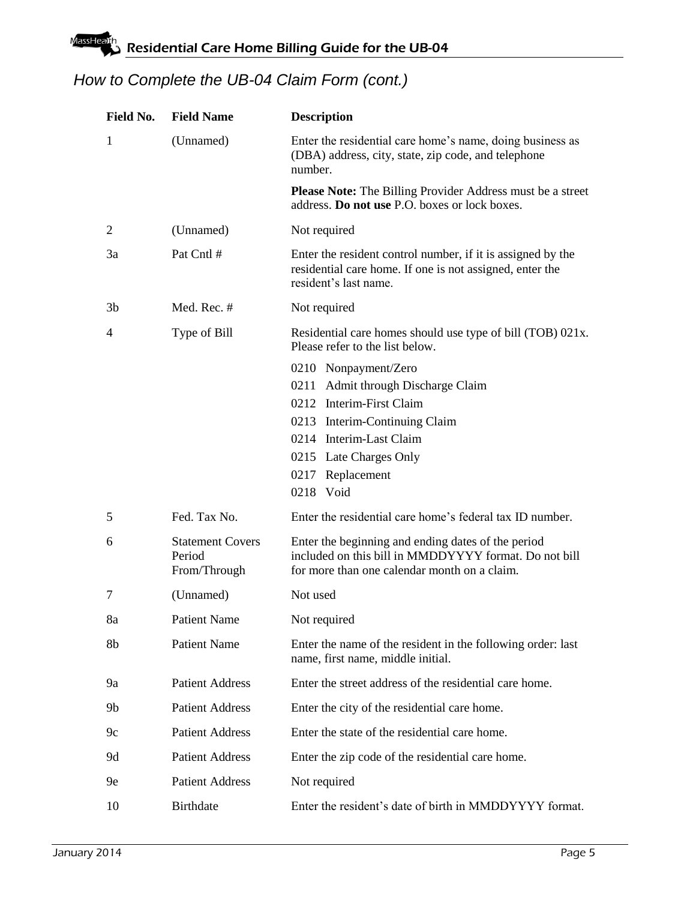## How to Complete the UB-04 Claim Form (cont.)

| Field No. | Field Name | Description |
|---|---|---|
| 1 | (Unnamed) | Enter the residential care home's name, doing business as (DBA) address, city, state, zip code, and telephone number.<br><br>**Please Note:** The Billing Provider Address must be a street address. **Do not use** P.O. boxes or lock boxes. |
| 2 | (Unnamed) | Not required |
| 3a | Pat Cntl # | Enter the resident control number, if it is assigned by the residential care home. If one is not assigned, enter the resident's last name. |
| 3b | Med. Rec. # | Not required |
| 4 | Type of Bill | Residential care homes should use type of bill (TOB) 021x. Please refer to the list below.<br><br>0210 Nonpayment/Zero<br>0211 Admit through Discharge Claim<br>0212 Interim-First Claim<br>0213 Interim-Continuing Claim<br>0214 Interim-Last Claim<br>0215 Late Charges Only<br>0217 Replacement<br>0218 Void |
| 5 | Fed. Tax No. | Enter the residential care home's federal tax ID number. |
| 6 | Statement Covers Period From/Through | Enter the beginning and ending dates of the period included on this bill in MMDDYYYY format. Do not bill for more than one calendar month on a claim. |
| 7 | (Unnamed) | Not used |
| 8a | Patient Name | Not required |
| 8b | Patient Name | Enter the name of the resident in the following order: last name, first name, middle initial. |
| 9a | Patient Address | Enter the street address of the residential care home. |
| 9b | Patient Address | Enter the city of the residential care home. |
| 9c | Patient Address | Enter the state of the residential care home. |
| 9d | Patient Address | Enter the zip code of the residential care home. |
| 9e | Patient Address | Not required |
| 10 | Birthdate | Enter the resident's date of birth in MMDDYYYY format. |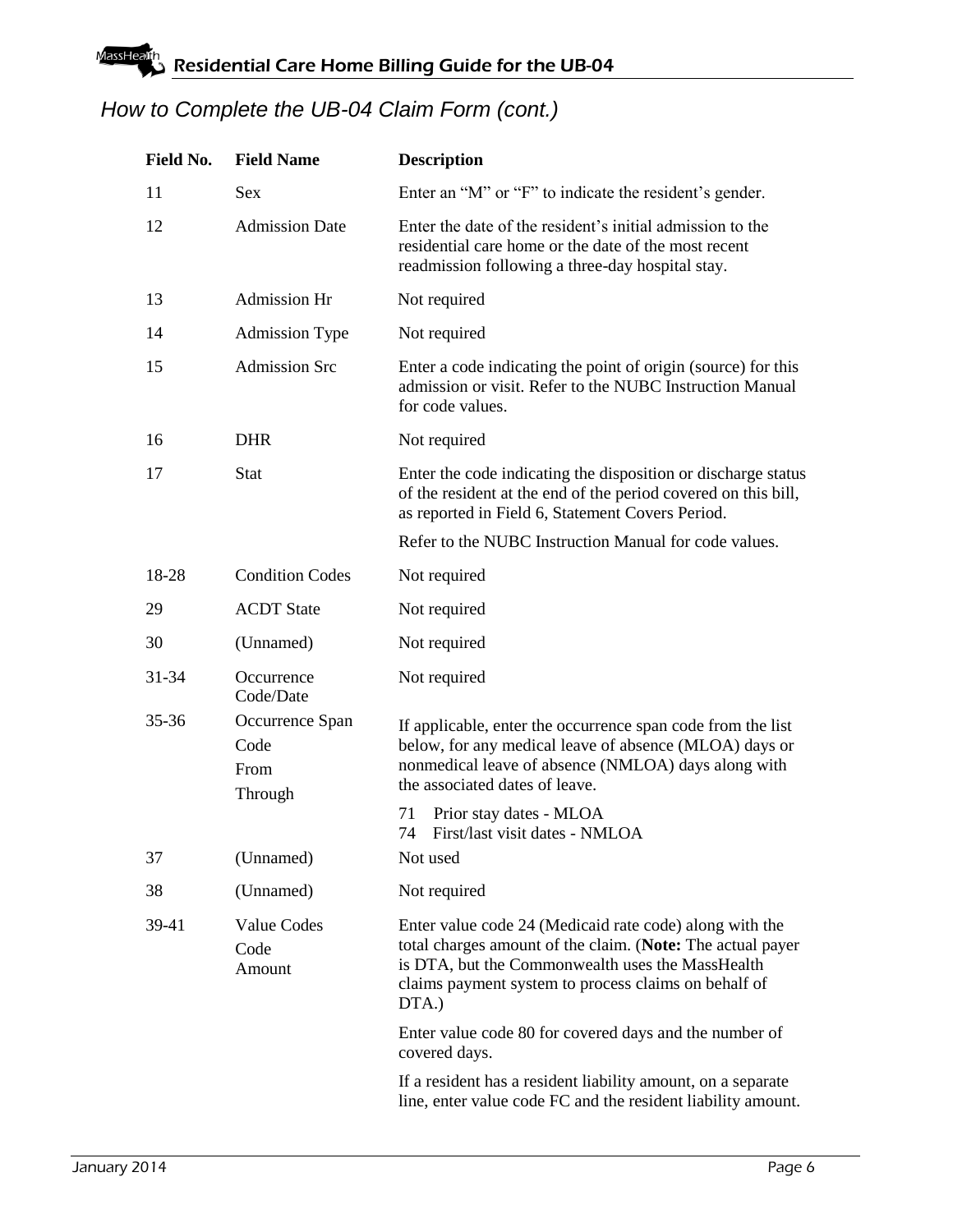## *How to Complete the UB-04 Claim Form (cont.)*

| Field No. | Field Name | Description |
|---|---|---|
| 11 | Sex | Enter an "M" or "F" to indicate the resident's gender. |
| 12 | Admission Date | Enter the date of the resident's initial admission to the residential care home or the date of the most recent readmission following a three-day hospital stay. |
| 13 | Admission Hr | Not required |
| 14 | Admission Type | Not required |
| 15 | Admission Src | Enter a code indicating the point of origin (source) for this admission or visit. Refer to the NUBC Instruction Manual for code values. |
| 16 | DHR | Not required |
| 17 | Stat | Enter the code indicating the disposition or discharge status of the resident at the end of the period covered on this bill, as reported in Field 6, Statement Covers Period.<br><br>Refer to the NUBC Instruction Manual for code values. |
| 18-28 | Condition Codes | Not required |
| 29 | ACDT State | Not required |
| 30 | (Unnamed) | Not required |
| 31-34 | Occurrence Code/Date | Not required |
| 35-36 | Occurrence Span<br>Code<br>From<br>Through | If applicable, enter the occurrence span code from the list below, for any medical leave of absence (MLOA) days or nonmedical leave of absence (NMLOA) days along with the associated dates of leave.<br><br>71 Prior stay dates - MLOA<br>74 First/last visit dates - NMLOA |
| 37 | (Unnamed) | Not used |
| 38 | (Unnamed) | Not required |
| 39-41 | Value Codes<br>Code<br>Amount | Enter value code 24 (Medicaid rate code) along with the total charges amount of the claim. (**Note:** The actual payer is DTA, but the Commonwealth uses the MassHealth claims payment system to process claims on behalf of DTA.)<br><br>Enter value code 80 for covered days and the number of covered days.<br><br>If a resident has a resident liability amount, on a separate line, enter value code FC and the resident liability amount. |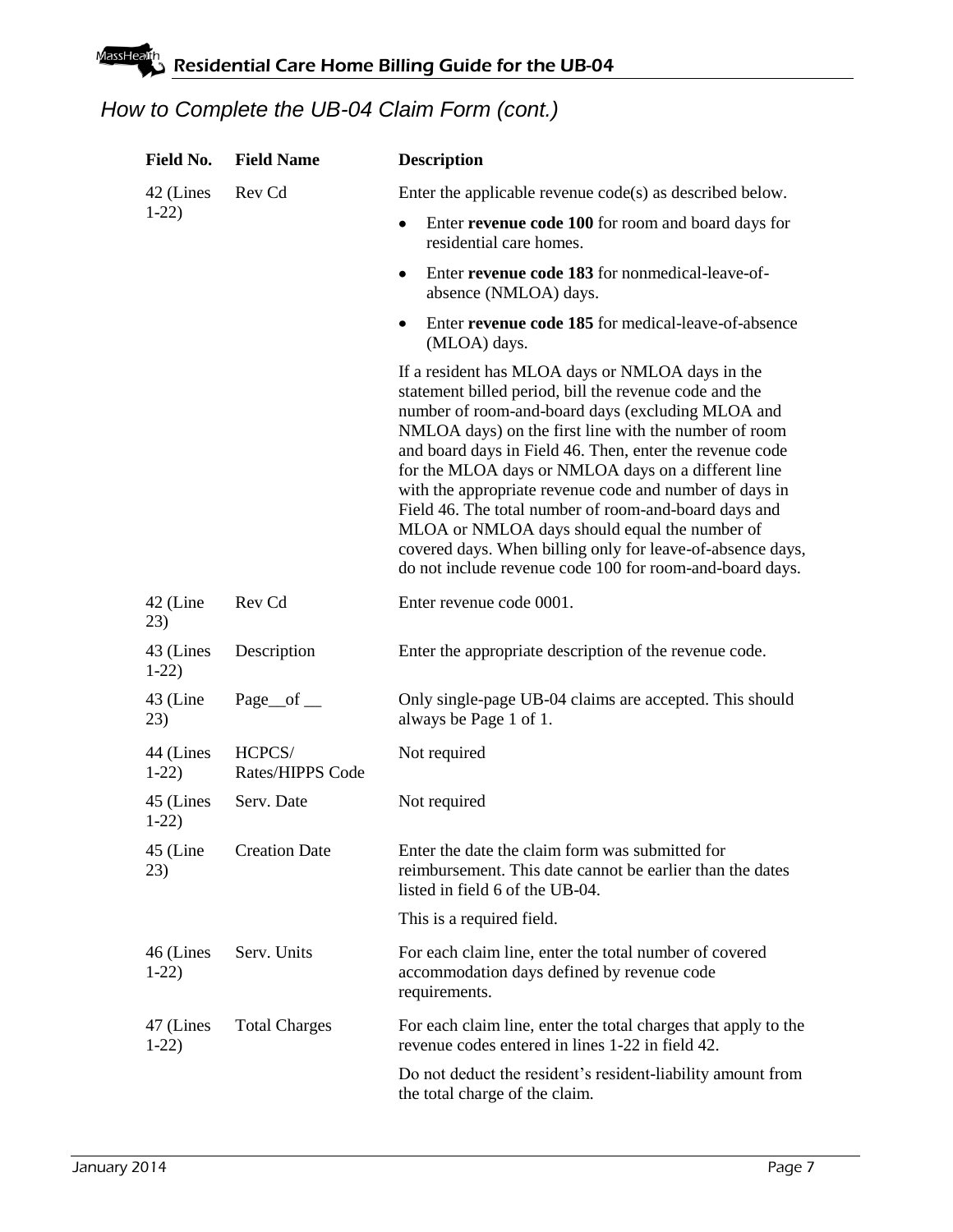## How to Complete the UB-04 Claim Form (cont.)

| Field No. | Field Name | Description |
|---|---|---|
| 42 (Lines 1-22) | Rev Cd | Enter the applicable revenue code(s) as described below.<br>• Enter **revenue code 100** for room and board days for residential care homes.<br>• Enter **revenue code 183** for nonmedical-leave-of-absence (NMLOA) days.<br>• Enter **revenue code 185** for medical-leave-of-absence (MLOA) days.<br>If a resident has MLOA days or NMLOA days in the statement billed period, bill the revenue code and the number of room-and-board days (excluding MLOA and NMLOA days) on the first line with the number of room and board days in Field 46. Then, enter the revenue code for the MLOA days or NMLOA days on a different line with the appropriate revenue code and number of days in Field 46. The total number of room-and-board days and MLOA or NMLOA days should equal the number of covered days. When billing only for leave-of-absence days, do not include revenue code 100 for room-and-board days. |
| 42 (Line 23) | Rev Cd | Enter revenue code 0001. |
| 43 (Lines 1-22) | Description | Enter the appropriate description of the revenue code. |
| 43 (Line 23) | Page__of __ | Only single-page UB-04 claims are accepted. This should always be Page 1 of 1. |
| 44 (Lines 1-22) | HCPCS/ Rates/HIPPS Code | Not required |
| 45 (Lines 1-22) | Serv. Date | Not required |
| 45 (Line 23) | Creation Date | Enter the date the claim form was submitted for reimbursement. This date cannot be earlier than the dates listed in field 6 of the UB-04.<br>This is a required field. |
| 46 (Lines 1-22) | Serv. Units | For each claim line, enter the total number of covered accommodation days defined by revenue code requirements. |
| 47 (Lines 1-22) | Total Charges | For each claim line, enter the total charges that apply to the revenue codes entered in lines 1-22 in field 42.<br>Do not deduct the resident's resident-liability amount from the total charge of the claim. |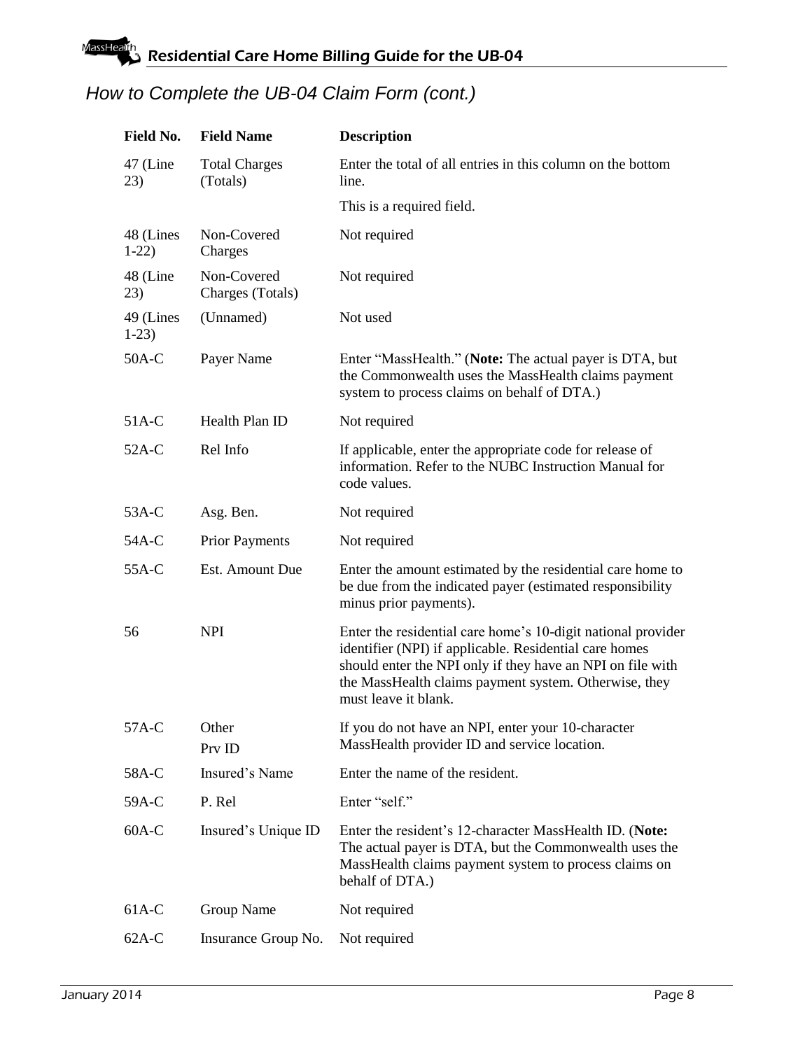## *How to Complete the UB-04 Claim Form (cont.)*

| Field No. | Field Name | Description |
|---|---|---|
| 47 (Line 23) | Total Charges (Totals) | Enter the total of all entries in this column on the bottom line.<br><br>This is a required field. |
| 48 (Lines 1-22) | Non-Covered Charges | Not required |
| 48 (Line 23) | Non-Covered Charges (Totals) | Not required |
| 49 (Lines 1-23) | (Unnamed) | Not used |
| 50A-C | Payer Name | Enter "MassHealth." (**Note:** The actual payer is DTA, but the Commonwealth uses the MassHealth claims payment system to process claims on behalf of DTA.) |
| 51A-C | Health Plan ID | Not required |
| 52A-C | Rel Info | If applicable, enter the appropriate code for release of information. Refer to the NUBC Instruction Manual for code values. |
| 53A-C | Asg. Ben. | Not required |
| 54A-C | Prior Payments | Not required |
| 55A-C | Est. Amount Due | Enter the amount estimated by the residential care home to be due from the indicated payer (estimated responsibility minus prior payments). |
| 56 | NPI | Enter the residential care home's 10-digit national provider identifier (NPI) if applicable. Residential care homes should enter the NPI only if they have an NPI on file with the MassHealth claims payment system. Otherwise, they must leave it blank. |
| 57A-C | Other Prv ID | If you do not have an NPI, enter your 10-character MassHealth provider ID and service location. |
| 58A-C | Insured's Name | Enter the name of the resident. |
| 59A-C | P. Rel | Enter "self." |
| 60A-C | Insured's Unique ID | Enter the resident's 12-character MassHealth ID. (**Note:** The actual payer is DTA, but the Commonwealth uses the MassHealth claims payment system to process claims on behalf of DTA.) |
| 61A-C | Group Name | Not required |
| 62A-C | Insurance Group No. | Not required |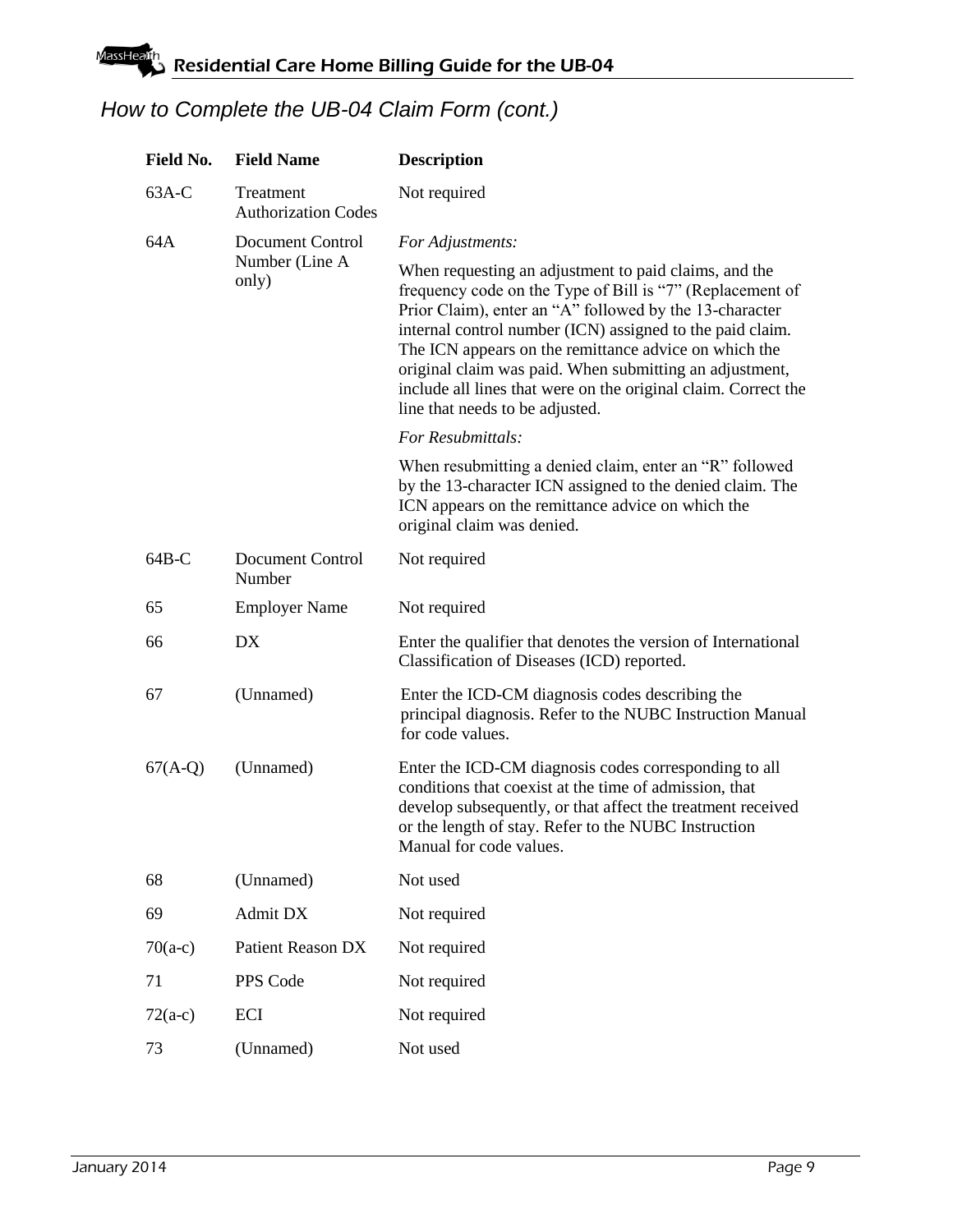## How to Complete the UB-04 Claim Form (cont.)

| Field No. | Field Name | Description |
|---|---|---|
| 63A-C | Treatment Authorization Codes | Not required |
| 64A | Document Control Number (Line A only) | *For Adjustments:*<br><br>When requesting an adjustment to paid claims, and the frequency code on the Type of Bill is "7" (Replacement of Prior Claim), enter an "A" followed by the 13-character internal control number (ICN) assigned to the paid claim. The ICN appears on the remittance advice on which the original claim was paid. When submitting an adjustment, include all lines that were on the original claim. Correct the line that needs to be adjusted.<br><br>*For Resubmittals:*<br><br>When resubmitting a denied claim, enter an "R" followed by the 13-character ICN assigned to the denied claim. The ICN appears on the remittance advice on which the original claim was denied. |
| 64B-C | Document Control Number | Not required |
| 65 | Employer Name | Not required |
| 66 | DX | Enter the qualifier that denotes the version of International Classification of Diseases (ICD) reported. |
| 67 | (Unnamed) | Enter the ICD-CM diagnosis codes describing the principal diagnosis. Refer to the NUBC Instruction Manual for code values. |
| 67(A-Q) | (Unnamed) | Enter the ICD-CM diagnosis codes corresponding to all conditions that coexist at the time of admission, that develop subsequently, or that affect the treatment received or the length of stay. Refer to the NUBC Instruction Manual for code values. |
| 68 | (Unnamed) | Not used |
| 69 | Admit DX | Not required |
| 70(a-c) | Patient Reason DX | Not required |
| 71 | PPS Code | Not required |
| 72(a-c) | ECI | Not required |
| 73 | (Unnamed) | Not used |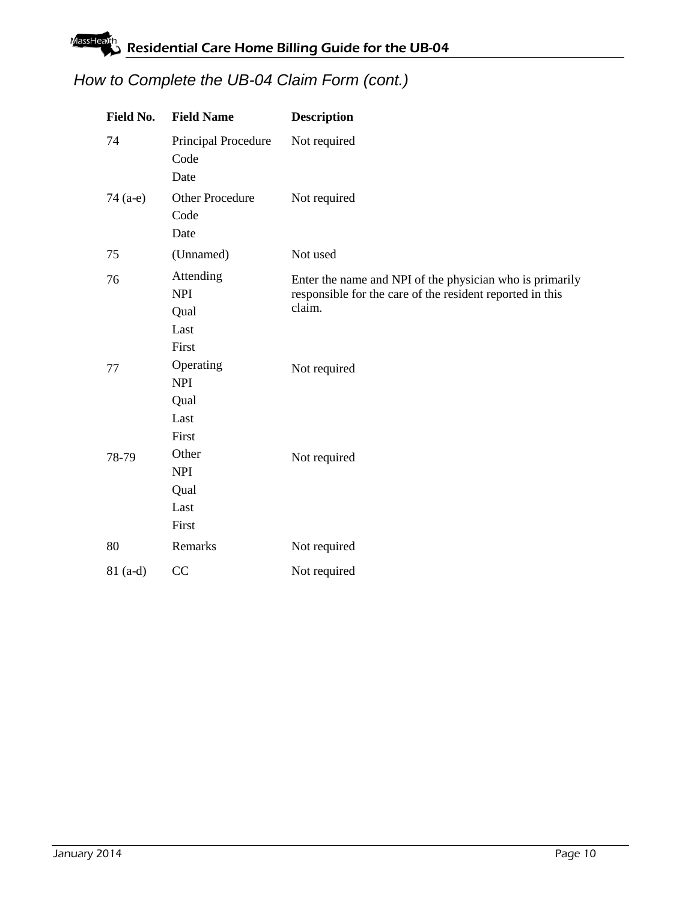## How to Complete the UB-04 Claim Form (cont.)

| Field No. | Field Name | Description |
|---|---|---|
| 74 | Principal Procedure Code Date | Not required |
| 74 (a-e) | Other Procedure Code Date | Not required |
| 75 | (Unnamed) | Not used |
| 76 | Attending NPI Qual Last First | Enter the name and NPI of the physician who is primarily responsible for the care of the resident reported in this claim. |
| 77 | Operating NPI Qual Last First | Not required |
| 78-79 | Other NPI Qual Last First | Not required |
| 80 | Remarks | Not required |
| 81 (a-d) | CC | Not required |